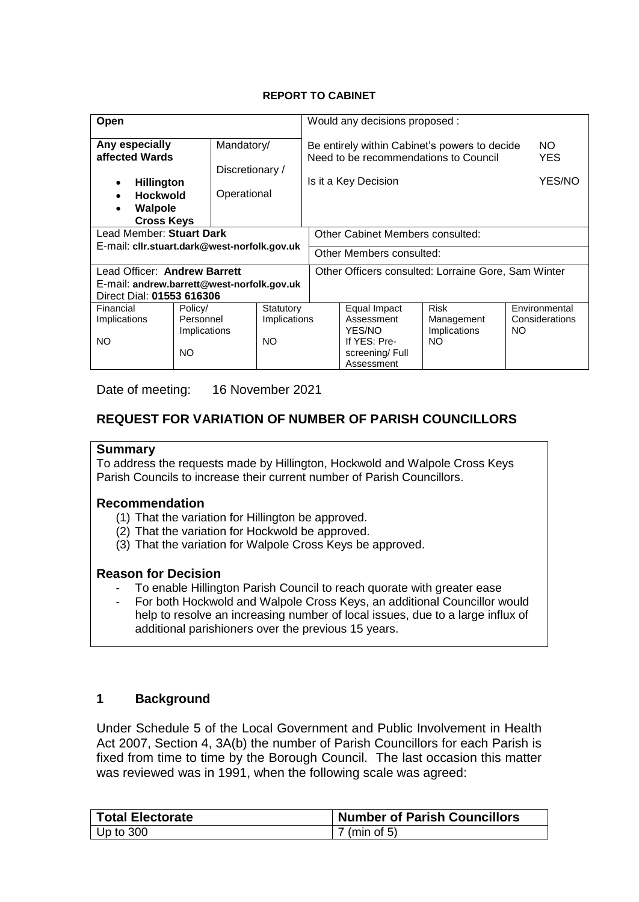**REPORT TO CABINET**

| Open | | | Would any decisions proposed : | | | |
|---|---|---|---|---|---|---|
| **Any especially affected Wards**<br>• **Hillington**<br>• **Hockwold**<br>• **Walpole Cross Keys** | Mandatory/<br>Discretionary /<br>Operational | | Be entirely within Cabinet's powers to decide<br>Need to be recommendations to Council<br><br>Is it a Key Decision | | | NO<br>YES<br><br>YES/NO |
| Lead Member: **Stuart Dark**<br>E-mail: **cllr.stuart.dark@west-norfolk.gov.uk** | | | Other Cabinet Members consulted:<br>Other Members consulted: | | | |
| Lead Officer: **Andrew Barrett**<br>E-mail: **andrew.barrett@west-norfolk.gov.uk**<br>Direct Dial: **01553 616306** | | | Other Officers consulted: Lorraine Gore, Sam Winter | | | |
| Financial Implications<br>NO | Policy/ Personnel Implications<br>NO | Statutory Implications<br>NO | | Equal Impact Assessment YES/NO<br>If YES: Pre-screening/ Full Assessment | Risk Management Implications<br>NO | Environmental Considerations<br>NO |

Date of meeting: 16 November 2021

## REQUEST FOR VARIATION OF NUMBER OF PARISH COUNCILLORS

### Summary

To address the requests made by Hillington, Hockwold and Walpole Cross Keys Parish Councils to increase their current number of Parish Councillors.

### Recommendation

(1) That the variation for Hillington be approved.
(2) That the variation for Hockwold be approved.
(3) That the variation for Walpole Cross Keys be approved.

### Reason for Decision

- To enable Hillington Parish Council to reach quorate with greater ease
- For both Hockwold and Walpole Cross Keys, an additional Councillor would help to resolve an increasing number of local issues, due to a large influx of additional parishioners over the previous 15 years.

## 1 Background

Under Schedule 5 of the Local Government and Public Involvement in Health Act 2007, Section 4, 3A(b) the number of Parish Councillors for each Parish is fixed from time to time by the Borough Council. The last occasion this matter was reviewed was in 1991, when the following scale was agreed:

| Total Electorate | Number of Parish Councillors |
|---|---|
| Up to 300 | 7 (min of 5) |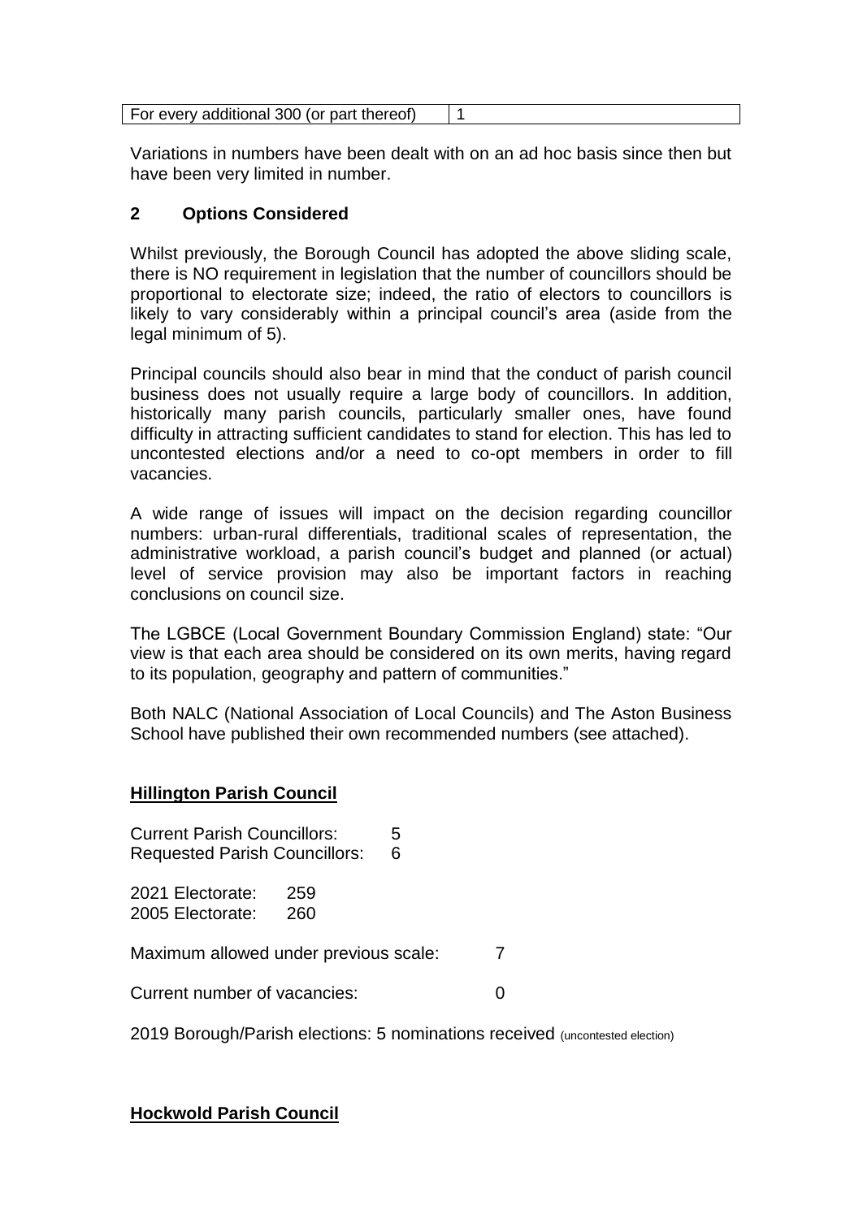| For every additional 300 (or part thereof) | 1 |
| --- | --- |

Variations in numbers have been dealt with on an ad hoc basis since then but have been very limited in number.

## 2 Options Considered

Whilst previously, the Borough Council has adopted the above sliding scale, there is NO requirement in legislation that the number of councillors should be proportional to electorate size; indeed, the ratio of electors to councillors is likely to vary considerably within a principal council's area (aside from the legal minimum of 5).

Principal councils should also bear in mind that the conduct of parish council business does not usually require a large body of councillors. In addition, historically many parish councils, particularly smaller ones, have found difficulty in attracting sufficient candidates to stand for election. This has led to uncontested elections and/or a need to co-opt members in order to fill vacancies.

A wide range of issues will impact on the decision regarding councillor numbers: urban-rural differentials, traditional scales of representation, the administrative workload, a parish council's budget and planned (or actual) level of service provision may also be important factors in reaching conclusions on council size.

The LGBCE (Local Government Boundary Commission England) state: "Our view is that each area should be considered on its own merits, having regard to its population, geography and pattern of communities."

Both NALC (National Association of Local Councils) and The Aston Business School have published their own recommended numbers (see attached).

### Hillington Parish Council

Current Parish Councillors: 5
Requested Parish Councillors: 6

2021 Electorate: 259
2005 Electorate: 260

Maximum allowed under previous scale: 7

Current number of vacancies: 0

2019 Borough/Parish elections: 5 nominations received (uncontested election)

### Hockwold Parish Council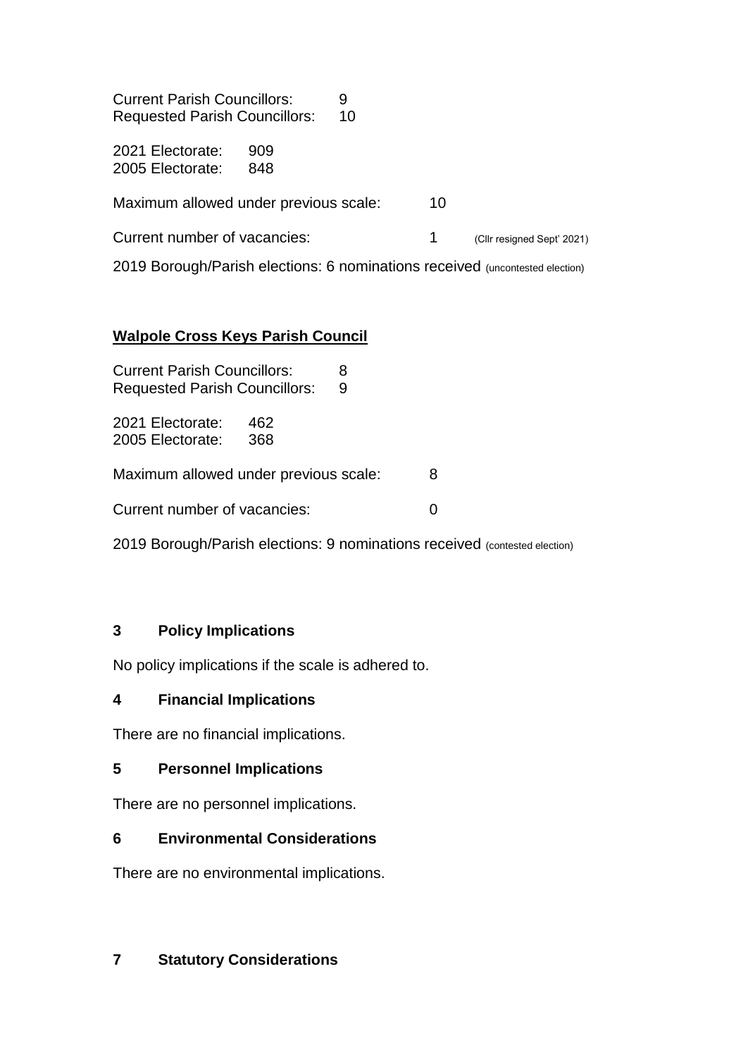Current Parish Councillors: 9
Requested Parish Councillors: 10

2021 Electorate: 909
2005 Electorate: 848

Maximum allowed under previous scale: 10

Current number of vacancies: 1 (Cllr resigned Sept' 2021)

2019 Borough/Parish elections: 6 nominations received (uncontested election)

**Walpole Cross Keys Parish Council**

Current Parish Councillors: 8
Requested Parish Councillors: 9

2021 Electorate: 462
2005 Electorate: 368

Maximum allowed under previous scale: 8

Current number of vacancies: 0

2019 Borough/Parish elections: 9 nominations received (contested election)

## 3 Policy Implications

No policy implications if the scale is adhered to.

## 4 Financial Implications

There are no financial implications.

## 5 Personnel Implications

There are no personnel implications.

## 6 Environmental Considerations

There are no environmental implications.

## 7 Statutory Considerations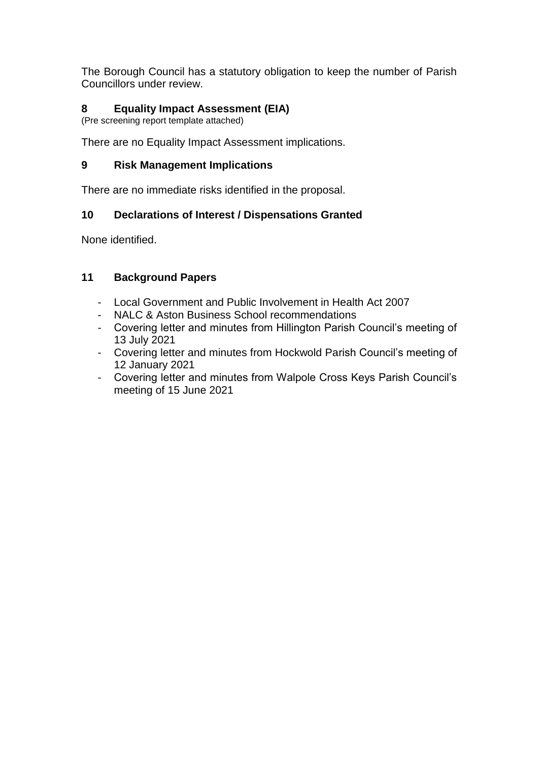The Borough Council has a statutory obligation to keep the number of Parish Councillors under review.

## 8 Equality Impact Assessment (EIA)

(Pre screening report template attached)

There are no Equality Impact Assessment implications.

## 9 Risk Management Implications

There are no immediate risks identified in the proposal.

## 10 Declarations of Interest / Dispensations Granted

None identified.

## 11 Background Papers

- Local Government and Public Involvement in Health Act 2007
- NALC & Aston Business School recommendations
- Covering letter and minutes from Hillington Parish Council's meeting of 13 July 2021
- Covering letter and minutes from Hockwold Parish Council's meeting of 12 January 2021
- Covering letter and minutes from Walpole Cross Keys Parish Council's meeting of 15 June 2021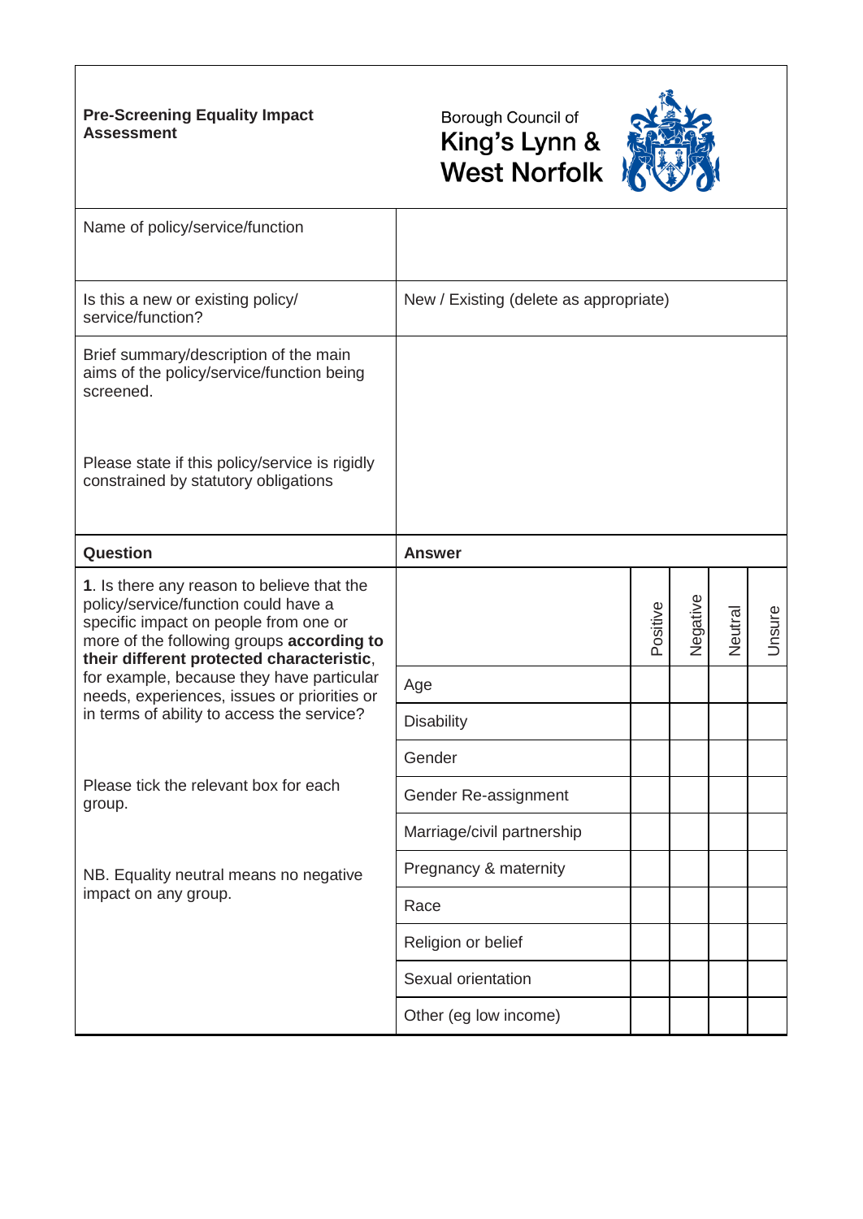| **Pre-Screening Equality Impact Assessment** | Borough Council of King's Lynn & West Norfolk | | | |
|---|---|---|---|---|
| Name of policy/service/function | | | | |
| Is this a new or existing policy/ service/function? | New / Existing (delete as appropriate) | | | |
| Brief summary/description of the main aims of the policy/service/function being screened.<br><br>Please state if this policy/service is rigidly constrained by statutory obligations | | | | |

| **Question** | **Answer** | | | | |
|---|---|---|---|---|---|
| **1**. Is there any reason to believe that the policy/service/function could have a specific impact on people from one or more of the following groups **according to their different protected characteristic**, for example, because they have particular needs, experiences, issues or priorities or in terms of ability to access the service?<br><br>Please tick the relevant box for each group.<br><br>NB. Equality neutral means no negative impact on any group. | | Positive | Negative | Neutral | Unsure |
| | Age | | | | |
| | Disability | | | | |
| | Gender | | | | |
| | Gender Re-assignment | | | | |
| | Marriage/civil partnership | | | | |
| | Pregnancy & maternity | | | | |
| | Race | | | | |
| | Religion or belief | | | | |
| | Sexual orientation | | | | |
| | Other (eg low income) | | | | |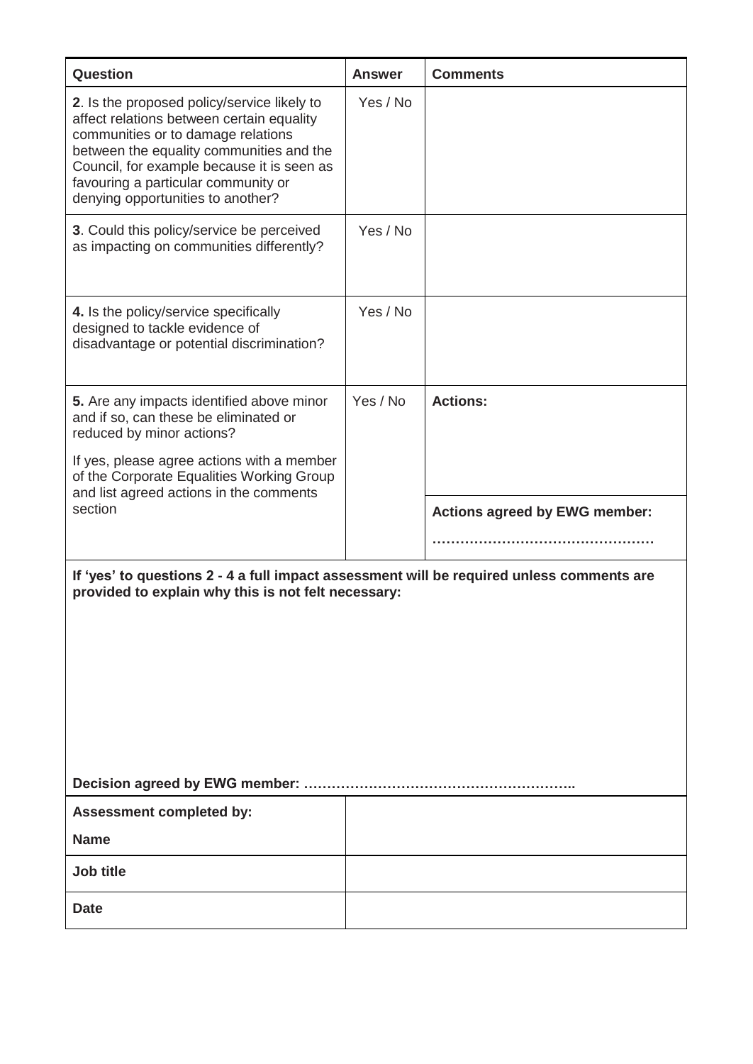| Question | Answer | Comments |
|---|---|---|
| **2**. Is the proposed policy/service likely to affect relations between certain equality communities or to damage relations between the equality communities and the Council, for example because it is seen as favouring a particular community or denying opportunities to another? | Yes / No | |
| **3**. Could this policy/service be perceived as impacting on communities differently? | Yes / No | |
| **4.** Is the policy/service specifically designed to tackle evidence of disadvantage or potential discrimination? | Yes / No | |
| **5.** Are any impacts identified above minor and if so, can these be eliminated or reduced by minor actions?<br><br>If yes, please agree actions with a member of the Corporate Equalities Working Group and list agreed actions in the comments section | Yes / No | **Actions:**<br><br>**Actions agreed by EWG member:**<br>**…………………………………………** |

**If 'yes' to questions 2 - 4 a full impact assessment will be required unless comments are provided to explain why this is not felt necessary:**

**Decision agreed by EWG member: ………………………………………………..**

| | |
|---|---|
| **Assessment completed by:**<br><br>**Name** | |
| **Job title** | |
| **Date** | |